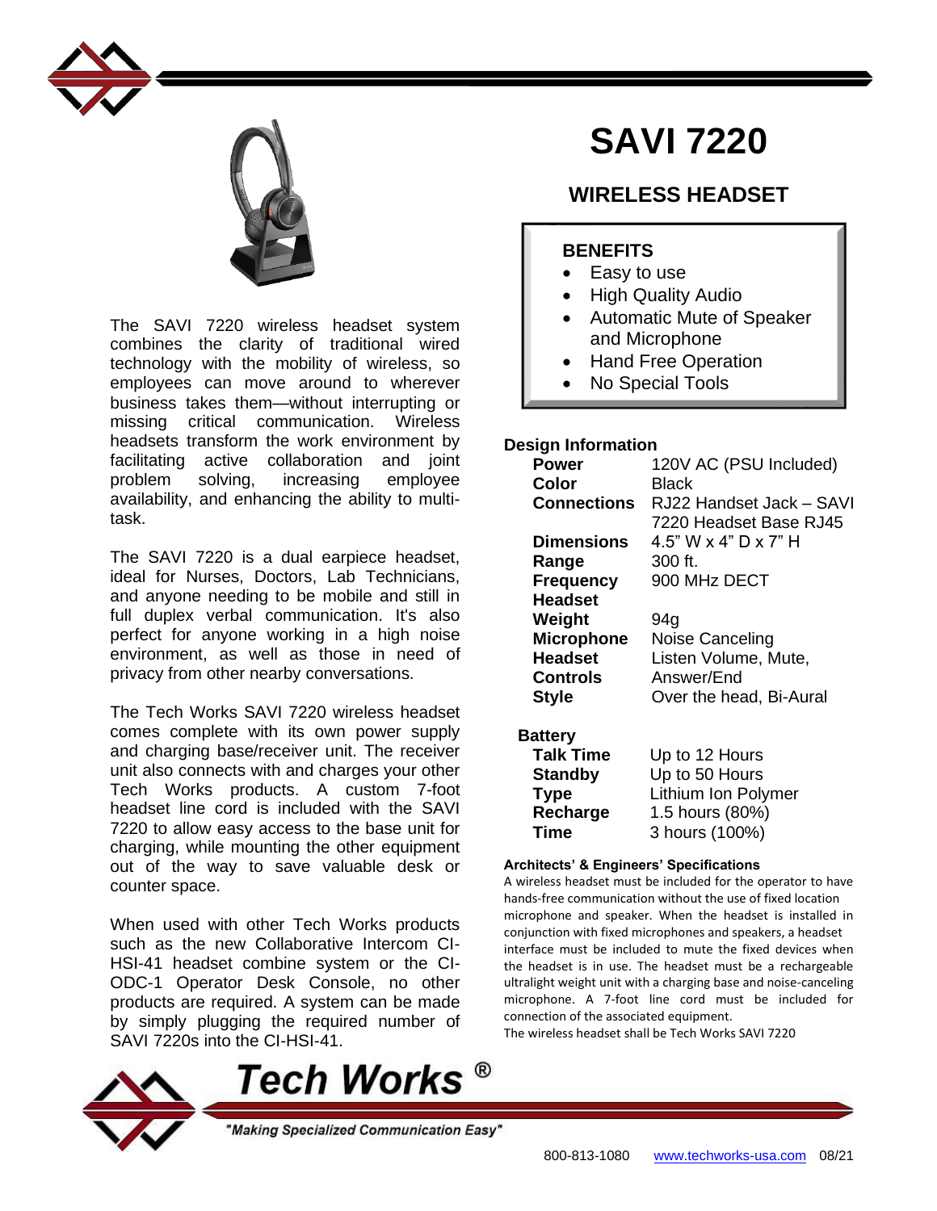# SAVI 7220

## WIRELESS HEADSET

The SAVI 7220 wireless headset system combines the clarity of traditional wired technology with the mobility of wireless, so employees can move around to wherever business takes them—without interrupting or missing critical communication. Wireless headsets transform the work environment by facilitating active collaboration and joint problem solving, increasing employee availability, and enhancing the ability to multi-task.

The SAVI 7220 is a dual earpiece headset, ideal for Nurses, Doctors, Lab Technicians, and anyone needing to be mobile and still in full duplex verbal communication. It's also perfect for anyone working in a high noise environment, as well as those in need of privacy from other nearby conversations.

The Tech Works SAVI 7220 wireless headset comes complete with its own power supply and charging base/receiver unit. The receiver unit also connects with and charges your other Tech Works products. A custom 7-foot headset line cord is included with the SAVI 7220 to allow easy access to the base unit for charging, while mounting the other equipment out of the way to save valuable desk or counter space.

When used with other Tech Works products such as the new Collaborative Intercom CI-HSI-41 headset combine system or the CI-ODC-1 Operator Desk Console, no other products are required. A system can be made by simply plugging the required number of SAVI 7220s into the CI-HSI-41.

### BENEFITS

- Easy to use
- High Quality Audio
- Automatic Mute of Speaker and Microphone
- Hand Free Operation
- No Special Tools

### Design Information

| | |
|---|---|
| **Power** | 120V AC (PSU Included) |
| **Color** | Black |
| **Connections** | RJ22 Handset Jack – SAVI 7220 Headset Base RJ45 |
| **Dimensions** | 4.5" W x 4" D x 7" H |
| **Range** | 300 ft. |
| **Frequency** | 900 MHz DECT |
| **Headset Weight** | 94g |
| **Microphone** | Noise Canceling |
| **Headset Controls** | Listen Volume, Mute, Answer/End |
| **Style** | Over the head, Bi-Aural |

### Battery

| | |
|---|---|
| **Talk Time** | Up to 12 Hours |
| **Standby** | Up to 50 Hours |
| **Type** | Lithium Ion Polymer |
| **Recharge Time** | 1.5 hours (80%)<br>3 hours (100%) |

### Architects' & Engineers' Specifications

A wireless headset must be included for the operator to have hands-free communication without the use of fixed location microphone and speaker. When the headset is installed in conjunction with fixed microphones and speakers, a headset interface must be included to mute the fixed devices when the headset is in use. The headset must be a rechargeable ultralight weight unit with a charging base and noise-canceling microphone. A 7-foot line cord must be included for connection of the associated equipment.

The wireless headset shall be Tech Works SAVI 7220

**Tech Works** ®

*"Making Specialized Communication Easy"*

800-813-1080 www.techworks-usa.com 08/21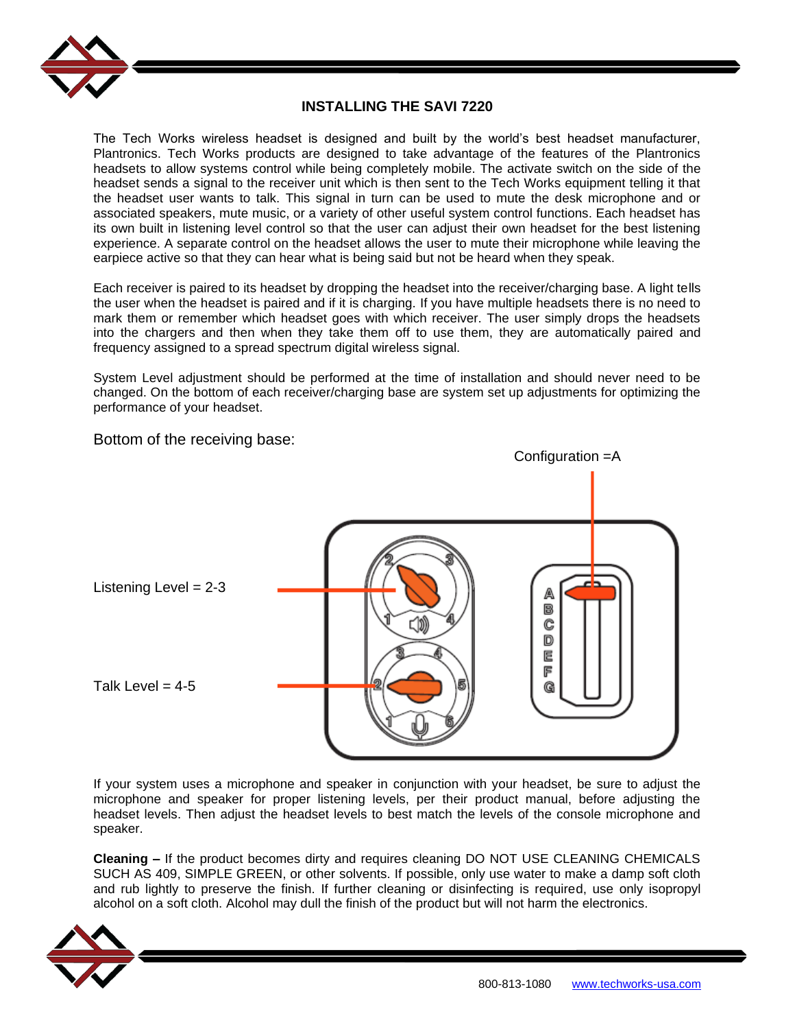## INSTALLING THE SAVI 7220

The Tech Works wireless headset is designed and built by the world's best headset manufacturer, Plantronics. Tech Works products are designed to take advantage of the features of the Plantronics headsets to allow systems control while being completely mobile. The activate switch on the side of the headset sends a signal to the receiver unit which is then sent to the Tech Works equipment telling it that the headset user wants to talk. This signal in turn can be used to mute the desk microphone and or associated speakers, mute music, or a variety of other useful system control functions. Each headset has its own built in listening level control so that the user can adjust their own headset for the best listening experience. A separate control on the headset allows the user to mute their microphone while leaving the earpiece active so that they can hear what is being said but not be heard when they speak.

Each receiver is paired to its headset by dropping the headset into the receiver/charging base. A light tells the user when the headset is paired and if it is charging. If you have multiple headsets there is no need to mark them or remember which headset goes with which receiver. The user simply drops the headsets into the chargers and then when they take them off to use them, they are automatically paired and frequency assigned to a spread spectrum digital wireless signal.

System Level adjustment should be performed at the time of installation and should never need to be changed. On the bottom of each receiver/charging base are system set up adjustments for optimizing the performance of your headset.

Bottom of the receiving base:

Configuration =A

Listening Level = 2-3

Talk Level = 4-5

If your system uses a microphone and speaker in conjunction with your headset, be sure to adjust the microphone and speaker for proper listening levels, per their product manual, before adjusting the headset levels. Then adjust the headset levels to best match the levels of the console microphone and speaker.

**Cleaning –** If the product becomes dirty and requires cleaning DO NOT USE CLEANING CHEMICALS SUCH AS 409, SIMPLE GREEN, or other solvents. If possible, only use water to make a damp soft cloth and rub lightly to preserve the finish. If further cleaning or disinfecting is required, use only isopropyl alcohol on a soft cloth. Alcohol may dull the finish of the product but will not harm the electronics.

800-813-1080 www.techworks-usa.com